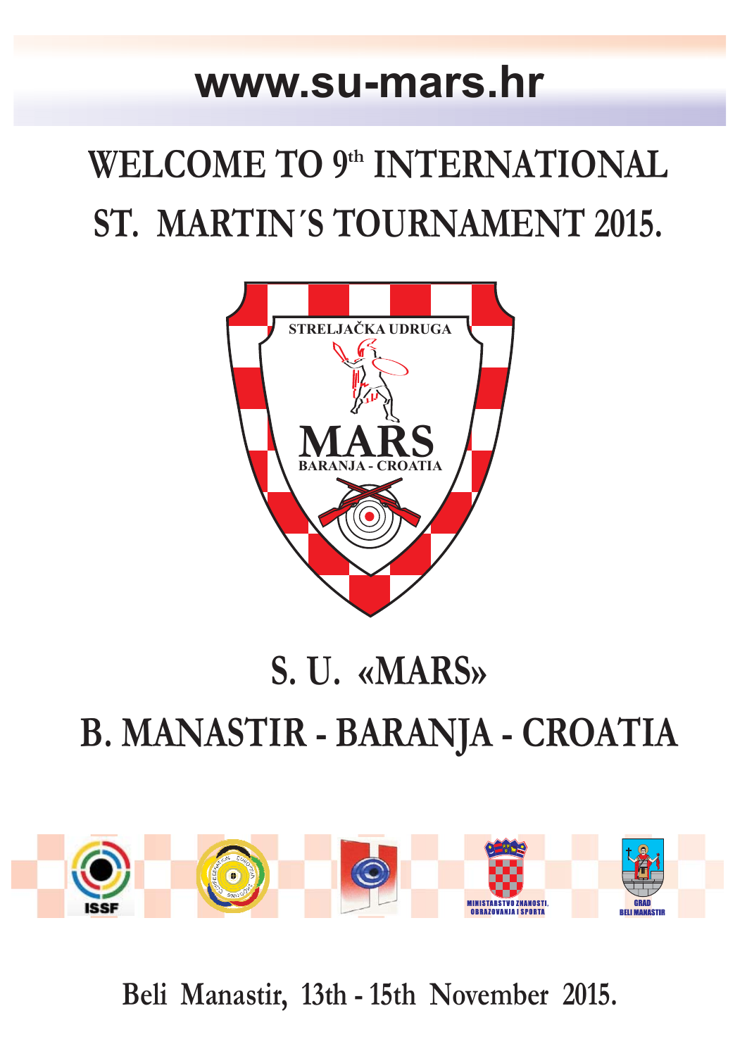www.su-mars.hr

# WELCOME TO 9th INTERNATIONAL ST. MARTIN´S TOURNAMENT 2015.

STRELJAČKA UDRUGA

MARS

BARANJA - CROATIA

## S. U. «MARS»

## B. MANASTIR - BARANJA - CROATIA

ISSF

MINISTARSTVO ZNANOSTI, OBRAZOVANJA I SPORTA

GRAD BELI MANASTIR

Beli Manastir, 13th - 15th November 2015.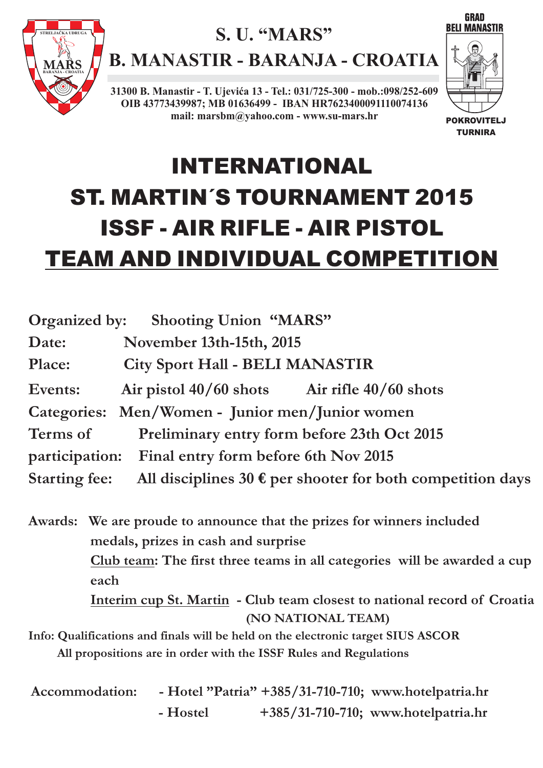STRELJAČKA UDRUGA MARS BARANJA - CROATIA

# S. U. "MARS"

## B. MANASTIR - BARANJA - CROATIA

**31300 B. Manastir - T. Ujevića 13 - Tel.: 031/725-300 - mob.:098/252-609**
**OIB 43773439987; MB 01636499 - IBAN HR7623400091110074136**
**mail: marsbm@yahoo.com - www.su-mars.hr**

GRAD BELI MANASTIR

POKROVITELJ TURNIRA

# INTERNATIONAL ST. MARTIN´S TOURNAMENT 2015 ISSF - AIR RIFLE - AIR PISTOL TEAM AND INDIVIDUAL COMPETITION

**Organized by:** Shooting Union "MARS"

**Date:** November 13th-15th, 2015

**Place:** City Sport Hall - BELI MANASTIR

**Events:** Air pistol 40/60 shots Air rifle 40/60 shots

**Categories:** Men/Women - Junior men/Junior women

**Terms of participation:** Preliminary entry form before 23th Oct 2015
Final entry form before 6th Nov 2015

**Starting fee:** All disciplines 30 € per shooter for both competition days

**Awards:** We are proude to announce that the prizes for winners included medals, prizes in cash and surprise

<u>Club team</u>: The first three teams in all categories will be awarded a cup each

<u>Interim cup St. Martin</u> - Club team closest to national record of Croatia (NO NATIONAL TEAM)

**Info:** Qualifications and finals will be held on the electronic target SIUS ASCOR
All propositions are in order with the ISSF Rules and Regulations

**Accommodation:**
- Hotel "Patria" +385/31-710-710; www.hotelpatria.hr
- Hostel +385/31-710-710; www.hotelpatria.hr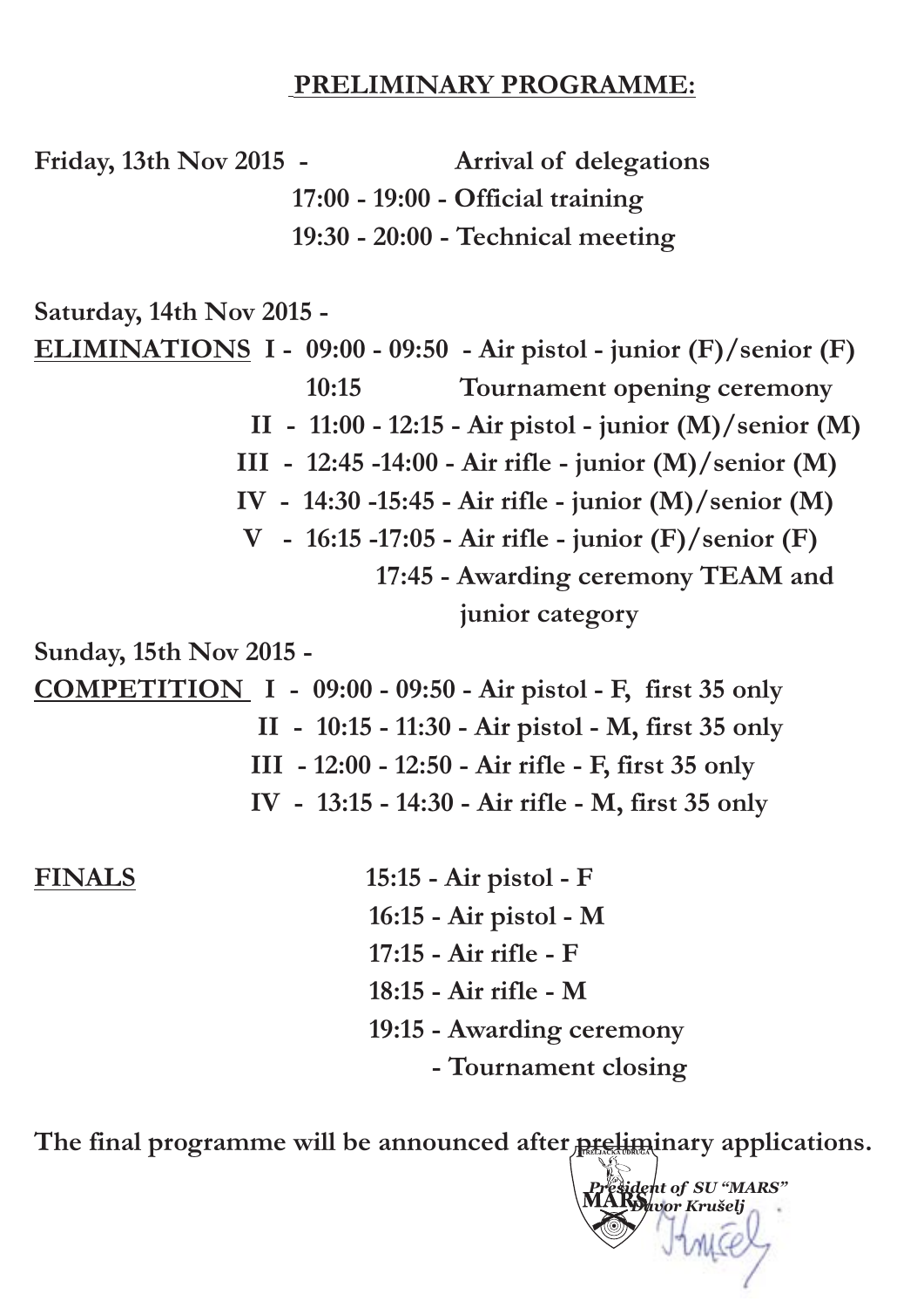## PRELIMINARY PROGRAMME:

**Friday, 13th Nov 2015 - Arrival of delegations**

**17:00 - 19:00 - Official training**

**19:30 - 20:00 - Technical meeting**

**Saturday, 14th Nov 2015 -**

**<u>ELIMINATIONS</u>**

**I - 09:00 - 09:50 - Air pistol - junior (F)/senior (F)**

**10:15 Tournament opening ceremony**

**II - 11:00 - 12:15 - Air pistol - junior (M)/senior (M)**

**III - 12:45 -14:00 - Air rifle - junior (M)/senior (M)**

**IV - 14:30 -15:45 - Air rifle - junior (M)/senior (M)**

**V - 16:15 -17:05 - Air rifle - junior (F)/senior (F)**

**17:45 - Awarding ceremony TEAM and junior category**

**Sunday, 15th Nov 2015 -**

**<u>COMPETITION</u>**

**I - 09:00 - 09:50 - Air pistol - F, first 35 only**

**II - 10:15 - 11:30 - Air pistol - M, first 35 only**

**III - 12:00 - 12:50 - Air rifle - F, first 35 only**

**IV - 13:15 - 14:30 - Air rifle - M, first 35 only**

**<u>FINALS</u>**

**15:15 - Air pistol - F**

**16:15 - Air pistol - M**

**17:15 - Air rifle - F**

**18:15 - Air rifle - M**

**19:15 - Awarding ceremony**

**- Tournament closing**

**The final programme will be announced after preliminary applications.**

***President of SU "MARS"***
***Davor Krušelj***